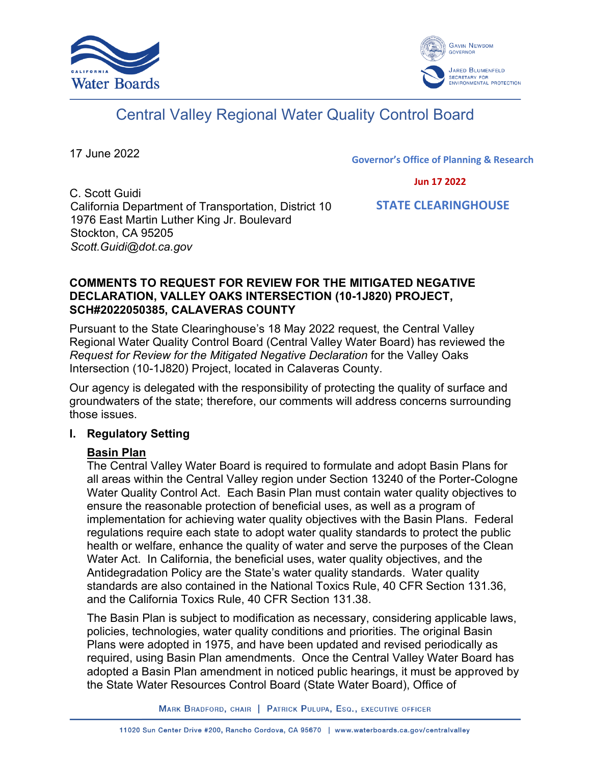# Central Valley Regional Water Quality Control Board

17 June 2022

Governor's Office of Planning & Research

Jun 17 2022

STATE CLEARINGHOUSE

C. Scott Guidi
California Department of Transportation, District 10
1976 East Martin Luther King Jr. Boulevard
Stockton, CA 95205
*Scott.Guidi@dot.ca.gov*

**COMMENTS TO REQUEST FOR REVIEW FOR THE MITIGATED NEGATIVE DECLARATION, VALLEY OAKS INTERSECTION (10-1J820) PROJECT, SCH#2022050385, CALAVERAS COUNTY**

Pursuant to the State Clearinghouse's 18 May 2022 request, the Central Valley Regional Water Quality Control Board (Central Valley Water Board) has reviewed the *Request for Review for the Mitigated Negative Declaration* for the Valley Oaks Intersection (10-1J820) Project, located in Calaveras County.

Our agency is delegated with the responsibility of protecting the quality of surface and groundwaters of the state; therefore, our comments will address concerns surrounding those issues.

## I. Regulatory Setting

### Basin Plan

The Central Valley Water Board is required to formulate and adopt Basin Plans for all areas within the Central Valley region under Section 13240 of the Porter-Cologne Water Quality Control Act. Each Basin Plan must contain water quality objectives to ensure the reasonable protection of beneficial uses, as well as a program of implementation for achieving water quality objectives with the Basin Plans. Federal regulations require each state to adopt water quality standards to protect the public health or welfare, enhance the quality of water and serve the purposes of the Clean Water Act. In California, the beneficial uses, water quality objectives, and the Antidegradation Policy are the State's water quality standards. Water quality standards are also contained in the National Toxics Rule, 40 CFR Section 131.36, and the California Toxics Rule, 40 CFR Section 131.38.

The Basin Plan is subject to modification as necessary, considering applicable laws, policies, technologies, water quality conditions and priorities. The original Basin Plans were adopted in 1975, and have been updated and revised periodically as required, using Basin Plan amendments. Once the Central Valley Water Board has adopted a Basin Plan amendment in noticed public hearings, it must be approved by the State Water Resources Control Board (State Water Board), Office of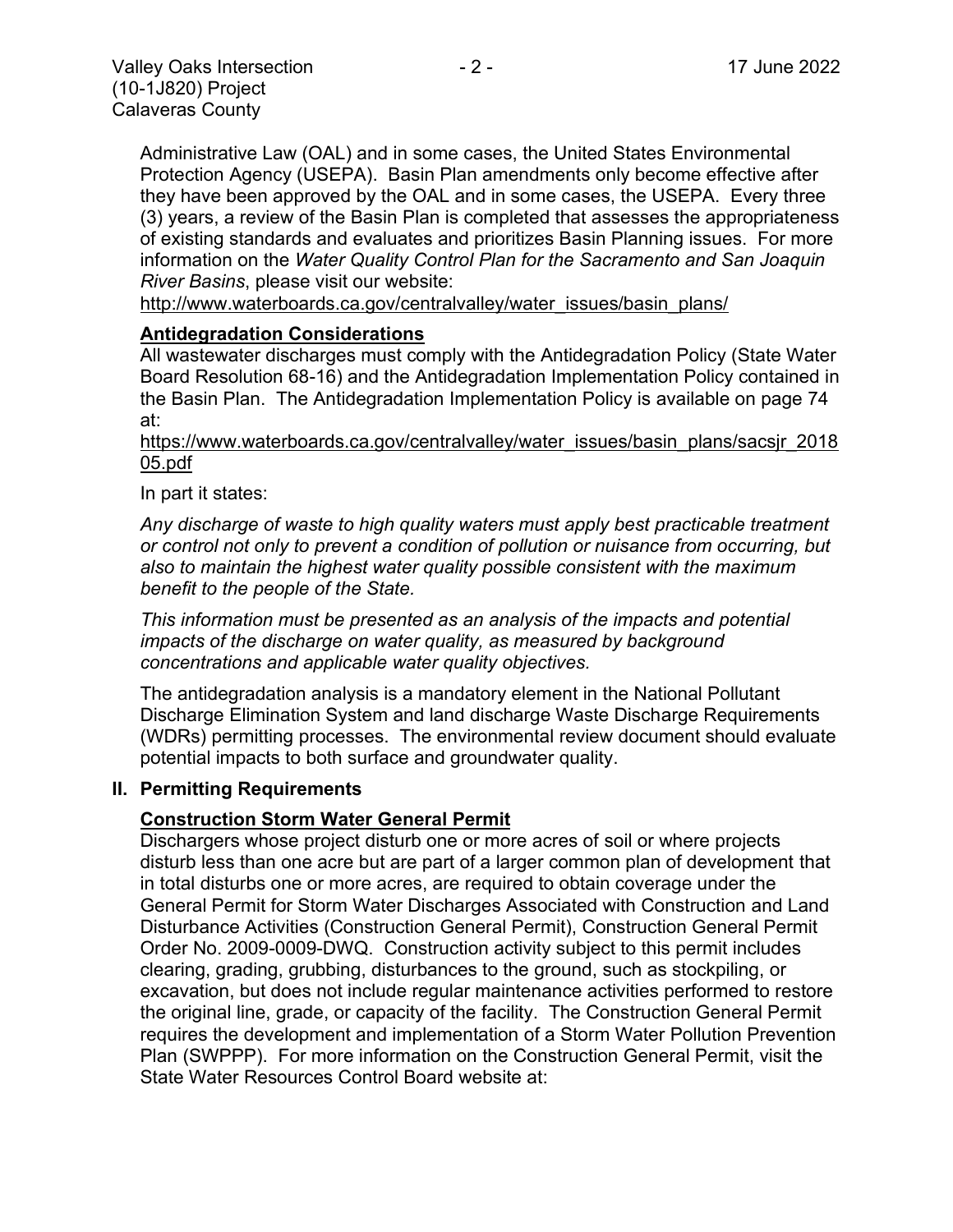Administrative Law (OAL) and in some cases, the United States Environmental Protection Agency (USEPA). Basin Plan amendments only become effective after they have been approved by the OAL and in some cases, the USEPA. Every three (3) years, a review of the Basin Plan is completed that assesses the appropriateness of existing standards and evaluates and prioritizes Basin Planning issues. For more information on the *Water Quality Control Plan for the Sacramento and San Joaquin River Basins*, please visit our website:

http://www.waterboards.ca.gov/centralvalley/water_issues/basin_plans/

**Antidegradation Considerations**

All wastewater discharges must comply with the Antidegradation Policy (State Water Board Resolution 68-16) and the Antidegradation Implementation Policy contained in the Basin Plan. The Antidegradation Implementation Policy is available on page 74 at:

https://www.waterboards.ca.gov/centralvalley/water_issues/basin_plans/sacsjr_201805.pdf

In part it states:

*Any discharge of waste to high quality waters must apply best practicable treatment or control not only to prevent a condition of pollution or nuisance from occurring, but also to maintain the highest water quality possible consistent with the maximum benefit to the people of the State.*

*This information must be presented as an analysis of the impacts and potential impacts of the discharge on water quality, as measured by background concentrations and applicable water quality objectives.*

The antidegradation analysis is a mandatory element in the National Pollutant Discharge Elimination System and land discharge Waste Discharge Requirements (WDRs) permitting processes. The environmental review document should evaluate potential impacts to both surface and groundwater quality.

## II. Permitting Requirements

**Construction Storm Water General Permit**

Dischargers whose project disturb one or more acres of soil or where projects disturb less than one acre but are part of a larger common plan of development that in total disturbs one or more acres, are required to obtain coverage under the General Permit for Storm Water Discharges Associated with Construction and Land Disturbance Activities (Construction General Permit), Construction General Permit Order No. 2009-0009-DWQ. Construction activity subject to this permit includes clearing, grading, grubbing, disturbances to the ground, such as stockpiling, or excavation, but does not include regular maintenance activities performed to restore the original line, grade, or capacity of the facility. The Construction General Permit requires the development and implementation of a Storm Water Pollution Prevention Plan (SWPPP). For more information on the Construction General Permit, visit the State Water Resources Control Board website at: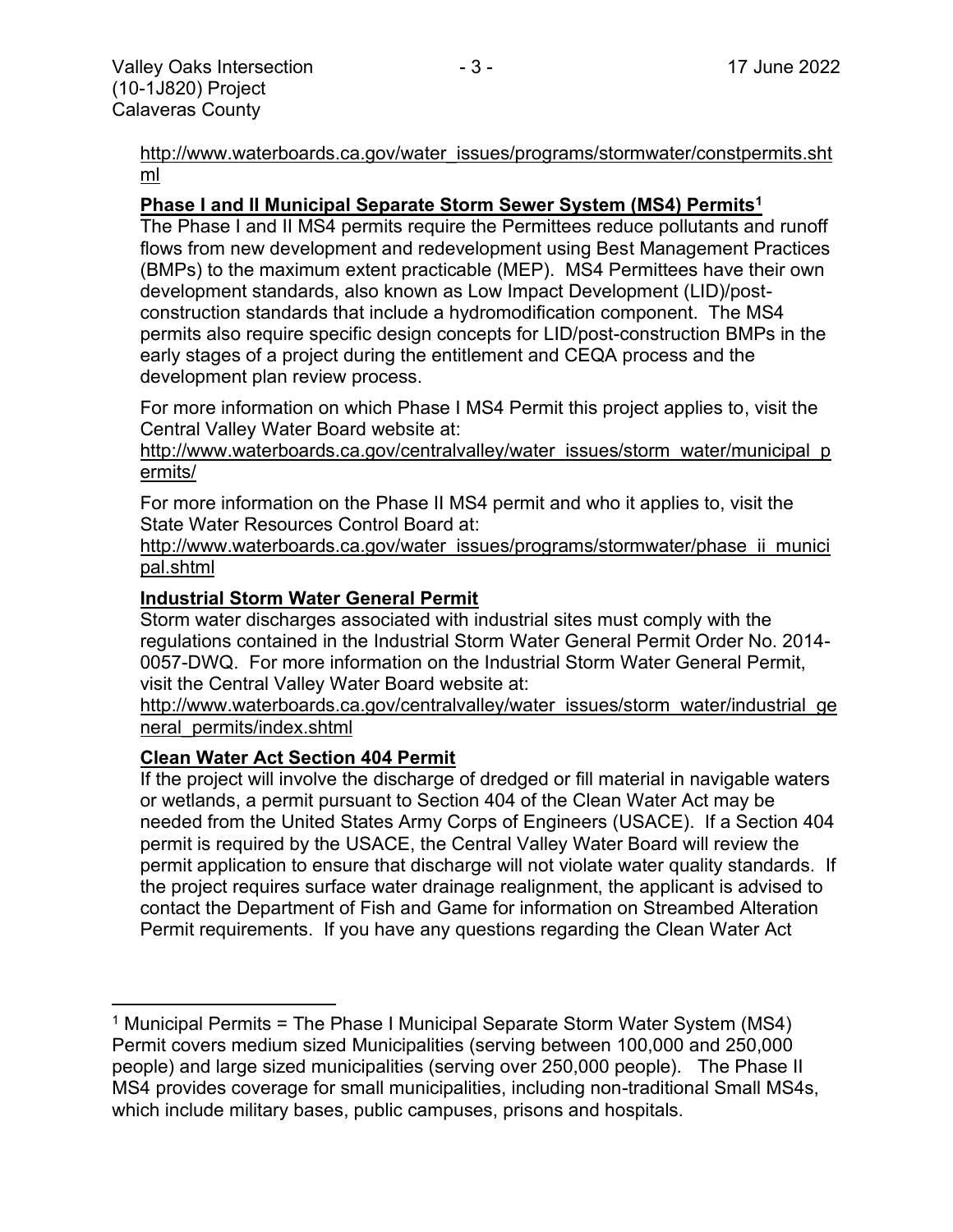http://www.waterboards.ca.gov/water_issues/programs/stormwater/constpermits.shtml

**Phase I and II Municipal Separate Storm Sewer System (MS4) Permits[1]**

The Phase I and II MS4 permits require the Permittees reduce pollutants and runoff flows from new development and redevelopment using Best Management Practices (BMPs) to the maximum extent practicable (MEP). MS4 Permittees have their own development standards, also known as Low Impact Development (LID)/post-construction standards that include a hydromodification component. The MS4 permits also require specific design concepts for LID/post-construction BMPs in the early stages of a project during the entitlement and CEQA process and the development plan review process.

For more information on which Phase I MS4 Permit this project applies to, visit the Central Valley Water Board website at:
http://www.waterboards.ca.gov/centralvalley/water_issues/storm_water/municipal_permits/

For more information on the Phase II MS4 permit and who it applies to, visit the State Water Resources Control Board at:
http://www.waterboards.ca.gov/water_issues/programs/stormwater/phase_ii_municipal.shtml

**Industrial Storm Water General Permit**

Storm water discharges associated with industrial sites must comply with the regulations contained in the Industrial Storm Water General Permit Order No. 2014-0057-DWQ. For more information on the Industrial Storm Water General Permit, visit the Central Valley Water Board website at:
http://www.waterboards.ca.gov/centralvalley/water_issues/storm_water/industrial_general_permits/index.shtml

**Clean Water Act Section 404 Permit**

If the project will involve the discharge of dredged or fill material in navigable waters or wetlands, a permit pursuant to Section 404 of the Clean Water Act may be needed from the United States Army Corps of Engineers (USACE). If a Section 404 permit is required by the USACE, the Central Valley Water Board will review the permit application to ensure that discharge will not violate water quality standards. If the project requires surface water drainage realignment, the applicant is advised to contact the Department of Fish and Game for information on Streambed Alteration Permit requirements. If you have any questions regarding the Clean Water Act

---

[1] Municipal Permits = The Phase I Municipal Separate Storm Water System (MS4) Permit covers medium sized Municipalities (serving between 100,000 and 250,000 people) and large sized municipalities (serving over 250,000 people). The Phase II MS4 provides coverage for small municipalities, including non-traditional Small MS4s, which include military bases, public campuses, prisons and hospitals.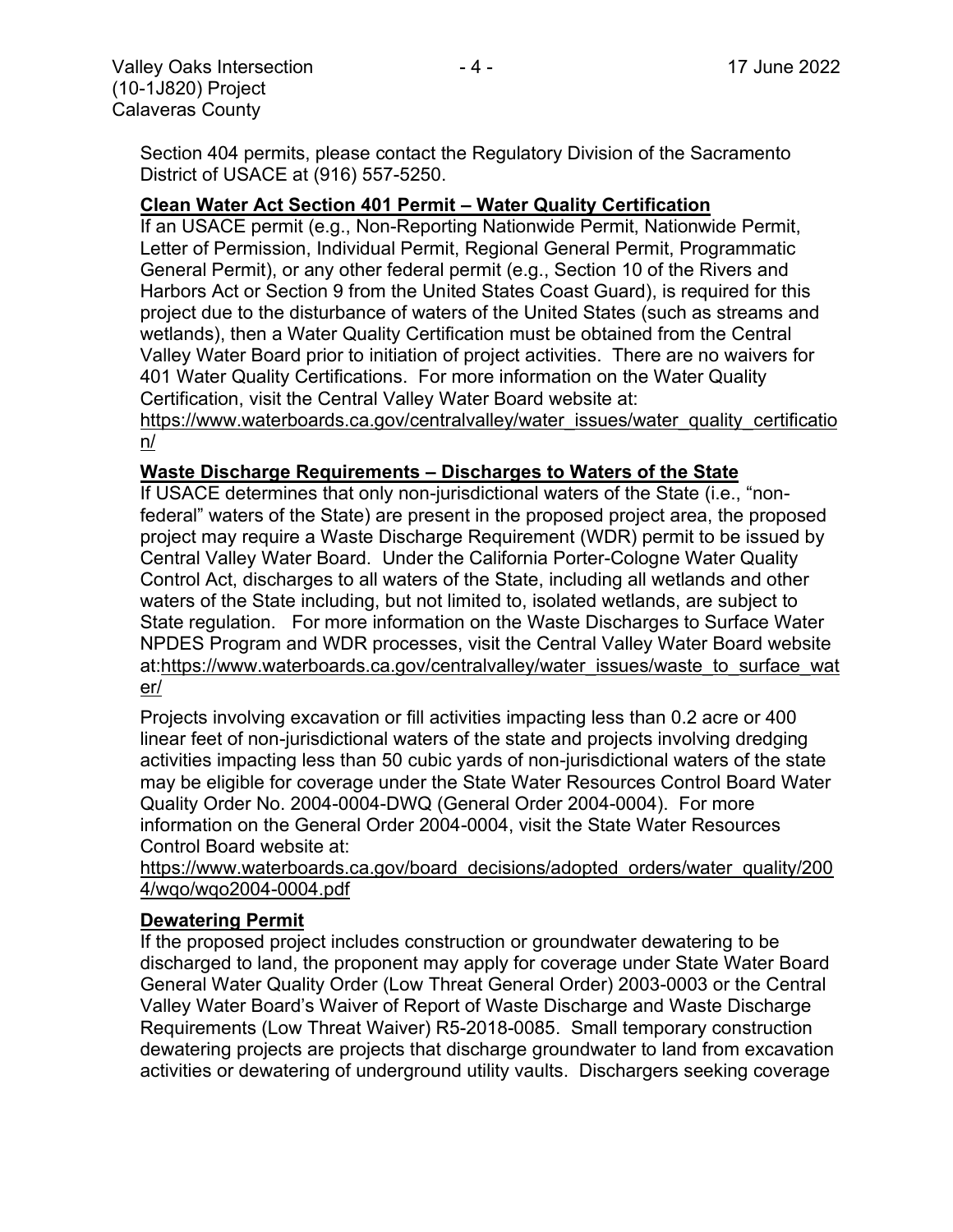Section 404 permits, please contact the Regulatory Division of the Sacramento District of USACE at (916) 557-5250.

**Clean Water Act Section 401 Permit – Water Quality Certification**

If an USACE permit (e.g., Non-Reporting Nationwide Permit, Nationwide Permit, Letter of Permission, Individual Permit, Regional General Permit, Programmatic General Permit), or any other federal permit (e.g., Section 10 of the Rivers and Harbors Act or Section 9 from the United States Coast Guard), is required for this project due to the disturbance of waters of the United States (such as streams and wetlands), then a Water Quality Certification must be obtained from the Central Valley Water Board prior to initiation of project activities. There are no waivers for 401 Water Quality Certifications. For more information on the Water Quality Certification, visit the Central Valley Water Board website at: https://www.waterboards.ca.gov/centralvalley/water_issues/water_quality_certification/

**Waste Discharge Requirements – Discharges to Waters of the State**

If USACE determines that only non-jurisdictional waters of the State (i.e., "non-federal" waters of the State) are present in the proposed project area, the proposed project may require a Waste Discharge Requirement (WDR) permit to be issued by Central Valley Water Board. Under the California Porter-Cologne Water Quality Control Act, discharges to all waters of the State, including all wetlands and other waters of the State including, but not limited to, isolated wetlands, are subject to State regulation. For more information on the Waste Discharges to Surface Water NPDES Program and WDR processes, visit the Central Valley Water Board website at:https://www.waterboards.ca.gov/centralvalley/water_issues/waste_to_surface_water/

Projects involving excavation or fill activities impacting less than 0.2 acre or 400 linear feet of non-jurisdictional waters of the state and projects involving dredging activities impacting less than 50 cubic yards of non-jurisdictional waters of the state may be eligible for coverage under the State Water Resources Control Board Water Quality Order No. 2004-0004-DWQ (General Order 2004-0004). For more information on the General Order 2004-0004, visit the State Water Resources Control Board website at: https://www.waterboards.ca.gov/board_decisions/adopted_orders/water_quality/2004/wqo/wqo2004-0004.pdf

**Dewatering Permit**

If the proposed project includes construction or groundwater dewatering to be discharged to land, the proponent may apply for coverage under State Water Board General Water Quality Order (Low Threat General Order) 2003-0003 or the Central Valley Water Board's Waiver of Report of Waste Discharge and Waste Discharge Requirements (Low Threat Waiver) R5-2018-0085. Small temporary construction dewatering projects are projects that discharge groundwater to land from excavation activities or dewatering of underground utility vaults. Dischargers seeking coverage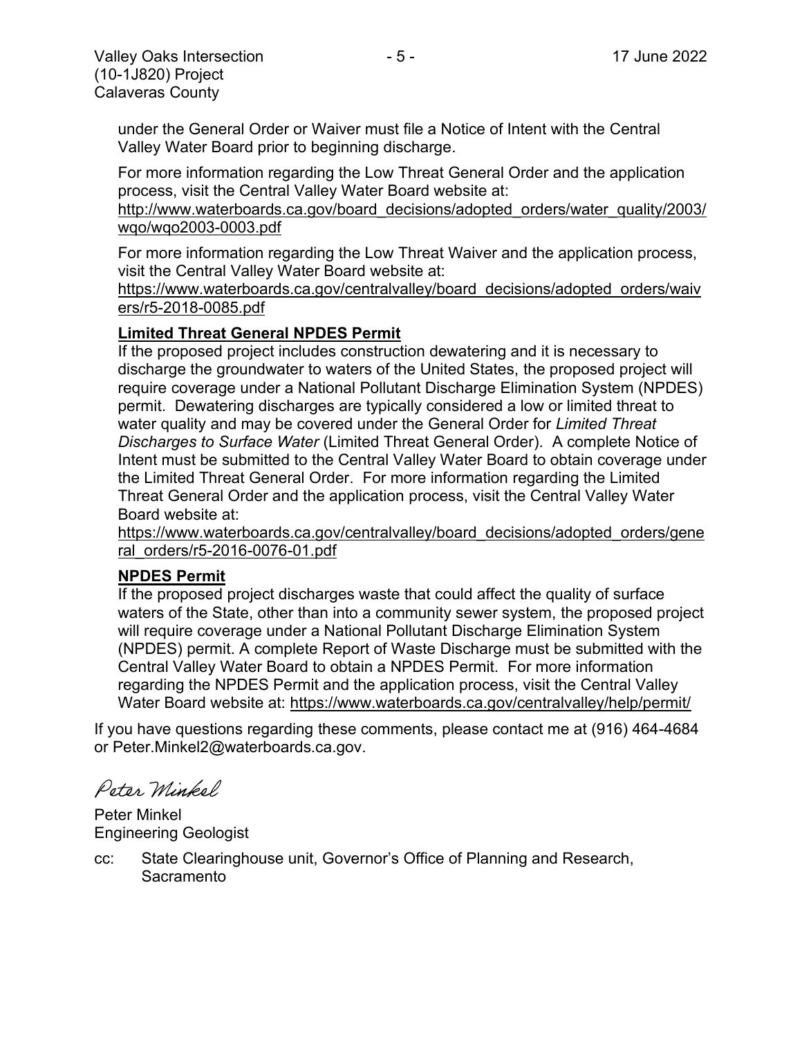under the General Order or Waiver must file a Notice of Intent with the Central Valley Water Board prior to beginning discharge.

For more information regarding the Low Threat General Order and the application process, visit the Central Valley Water Board website at: http://www.waterboards.ca.gov/board_decisions/adopted_orders/water_quality/2003/wqo/wqo2003-0003.pdf

For more information regarding the Low Threat Waiver and the application process, visit the Central Valley Water Board website at: https://www.waterboards.ca.gov/centralvalley/board_decisions/adopted_orders/waivers/r5-2018-0085.pdf

**Limited Threat General NPDES Permit**

If the proposed project includes construction dewatering and it is necessary to discharge the groundwater to waters of the United States, the proposed project will require coverage under a National Pollutant Discharge Elimination System (NPDES) permit. Dewatering discharges are typically considered a low or limited threat to water quality and may be covered under the General Order for *Limited Threat Discharges to Surface Water* (Limited Threat General Order). A complete Notice of Intent must be submitted to the Central Valley Water Board to obtain coverage under the Limited Threat General Order. For more information regarding the Limited Threat General Order and the application process, visit the Central Valley Water Board website at: https://www.waterboards.ca.gov/centralvalley/board_decisions/adopted_orders/general_orders/r5-2016-0076-01.pdf

**NPDES Permit**

If the proposed project discharges waste that could affect the quality of surface waters of the State, other than into a community sewer system, the proposed project will require coverage under a National Pollutant Discharge Elimination System (NPDES) permit. A complete Report of Waste Discharge must be submitted with the Central Valley Water Board to obtain a NPDES Permit. For more information regarding the NPDES Permit and the application process, visit the Central Valley Water Board website at: https://www.waterboards.ca.gov/centralvalley/help/permit/

If you have questions regarding these comments, please contact me at (916) 464-4684 or Peter.Minkel2@waterboards.ca.gov.

*Peter Minkel*

Peter Minkel
Engineering Geologist

cc: State Clearinghouse unit, Governor's Office of Planning and Research, Sacramento